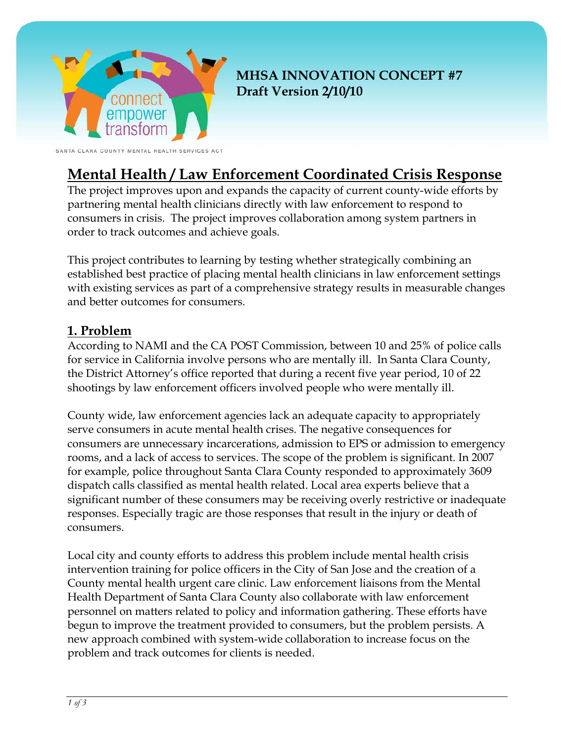**MHSA INNOVATION CONCEPT #7**
**Draft Version 2/10/10**

connect empower transform

SANTA CLARA COUNTY MENTAL HEALTH SERVICES ACT

# Mental Health / Law Enforcement Coordinated Crisis Response

The project improves upon and expands the capacity of current county-wide efforts by partnering mental health clinicians directly with law enforcement to respond to consumers in crisis. The project improves collaboration among system partners in order to track outcomes and achieve goals.

This project contributes to learning by testing whether strategically combining an established best practice of placing mental health clinicians in law enforcement settings with existing services as part of a comprehensive strategy results in measurable changes and better outcomes for consumers.

## 1. Problem

According to NAMI and the CA POST Commission, between 10 and 25% of police calls for service in California involve persons who are mentally ill. In Santa Clara County, the District Attorney's office reported that during a recent five year period, 10 of 22 shootings by law enforcement officers involved people who were mentally ill.

County wide, law enforcement agencies lack an adequate capacity to appropriately serve consumers in acute mental health crises. The negative consequences for consumers are unnecessary incarcerations, admission to EPS or admission to emergency rooms, and a lack of access to services. The scope of the problem is significant. In 2007 for example, police throughout Santa Clara County responded to approximately 3609 dispatch calls classified as mental health related. Local area experts believe that a significant number of these consumers may be receiving overly restrictive or inadequate responses. Especially tragic are those responses that result in the injury or death of consumers.

Local city and county efforts to address this problem include mental health crisis intervention training for police officers in the City of San Jose and the creation of a County mental health urgent care clinic. Law enforcement liaisons from the Mental Health Department of Santa Clara County also collaborate with law enforcement personnel on matters related to policy and information gathering. These efforts have begun to improve the treatment provided to consumers, but the problem persists. A new approach combined with system-wide collaboration to increase focus on the problem and track outcomes for clients is needed.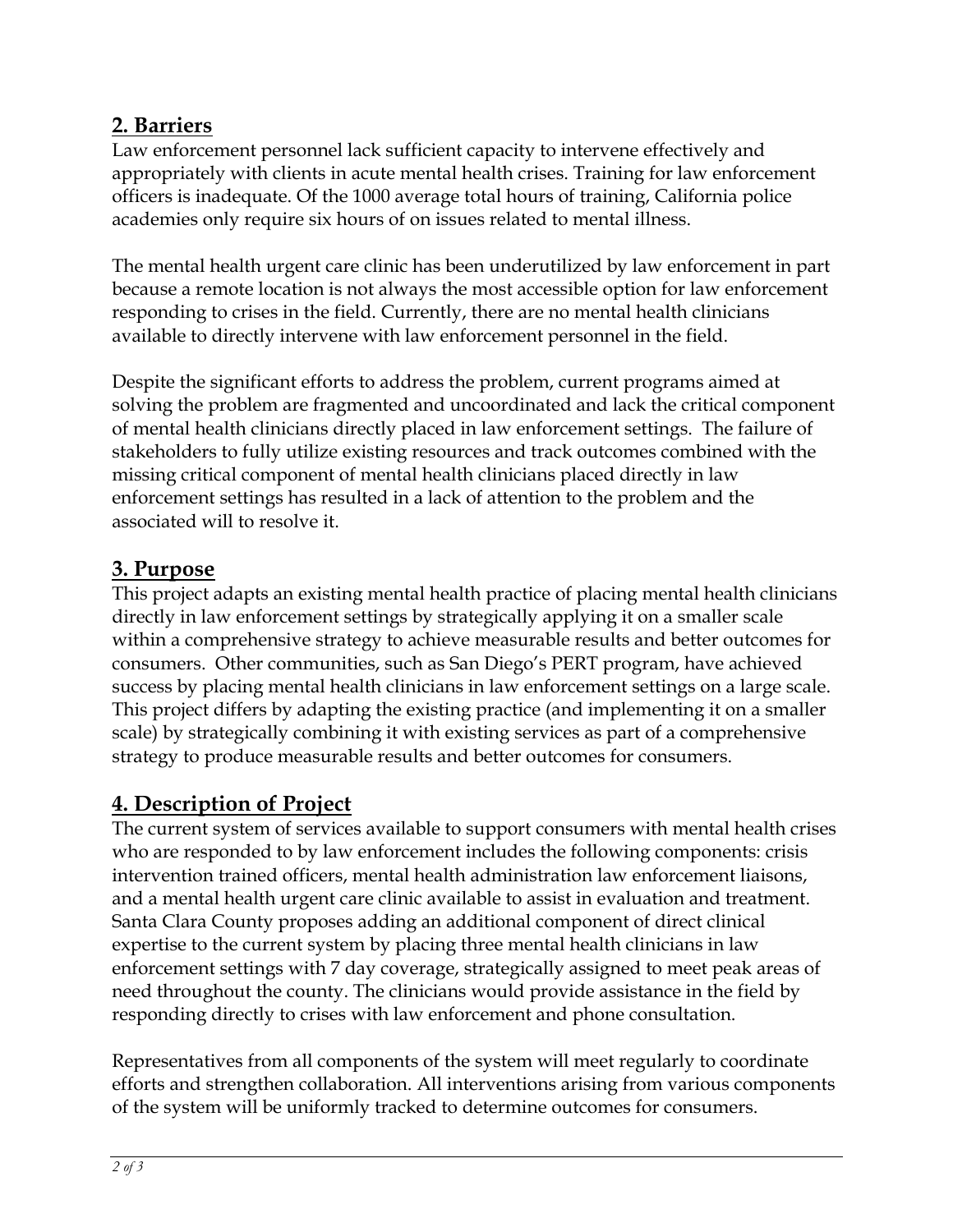## 2. Barriers

Law enforcement personnel lack sufficient capacity to intervene effectively and appropriately with clients in acute mental health crises. Training for law enforcement officers is inadequate. Of the 1000 average total hours of training, California police academies only require six hours of on issues related to mental illness.

The mental health urgent care clinic has been underutilized by law enforcement in part because a remote location is not always the most accessible option for law enforcement responding to crises in the field. Currently, there are no mental health clinicians available to directly intervene with law enforcement personnel in the field.

Despite the significant efforts to address the problem, current programs aimed at solving the problem are fragmented and uncoordinated and lack the critical component of mental health clinicians directly placed in law enforcement settings. The failure of stakeholders to fully utilize existing resources and track outcomes combined with the missing critical component of mental health clinicians placed directly in law enforcement settings has resulted in a lack of attention to the problem and the associated will to resolve it.

## 3. Purpose

This project adapts an existing mental health practice of placing mental health clinicians directly in law enforcement settings by strategically applying it on a smaller scale within a comprehensive strategy to achieve measurable results and better outcomes for consumers. Other communities, such as San Diego's PERT program, have achieved success by placing mental health clinicians in law enforcement settings on a large scale. This project differs by adapting the existing practice (and implementing it on a smaller scale) by strategically combining it with existing services as part of a comprehensive strategy to produce measurable results and better outcomes for consumers.

## 4. Description of Project

The current system of services available to support consumers with mental health crises who are responded to by law enforcement includes the following components: crisis intervention trained officers, mental health administration law enforcement liaisons, and a mental health urgent care clinic available to assist in evaluation and treatment. Santa Clara County proposes adding an additional component of direct clinical expertise to the current system by placing three mental health clinicians in law enforcement settings with 7 day coverage, strategically assigned to meet peak areas of need throughout the county. The clinicians would provide assistance in the field by responding directly to crises with law enforcement and phone consultation.

Representatives from all components of the system will meet regularly to coordinate efforts and strengthen collaboration. All interventions arising from various components of the system will be uniformly tracked to determine outcomes for consumers.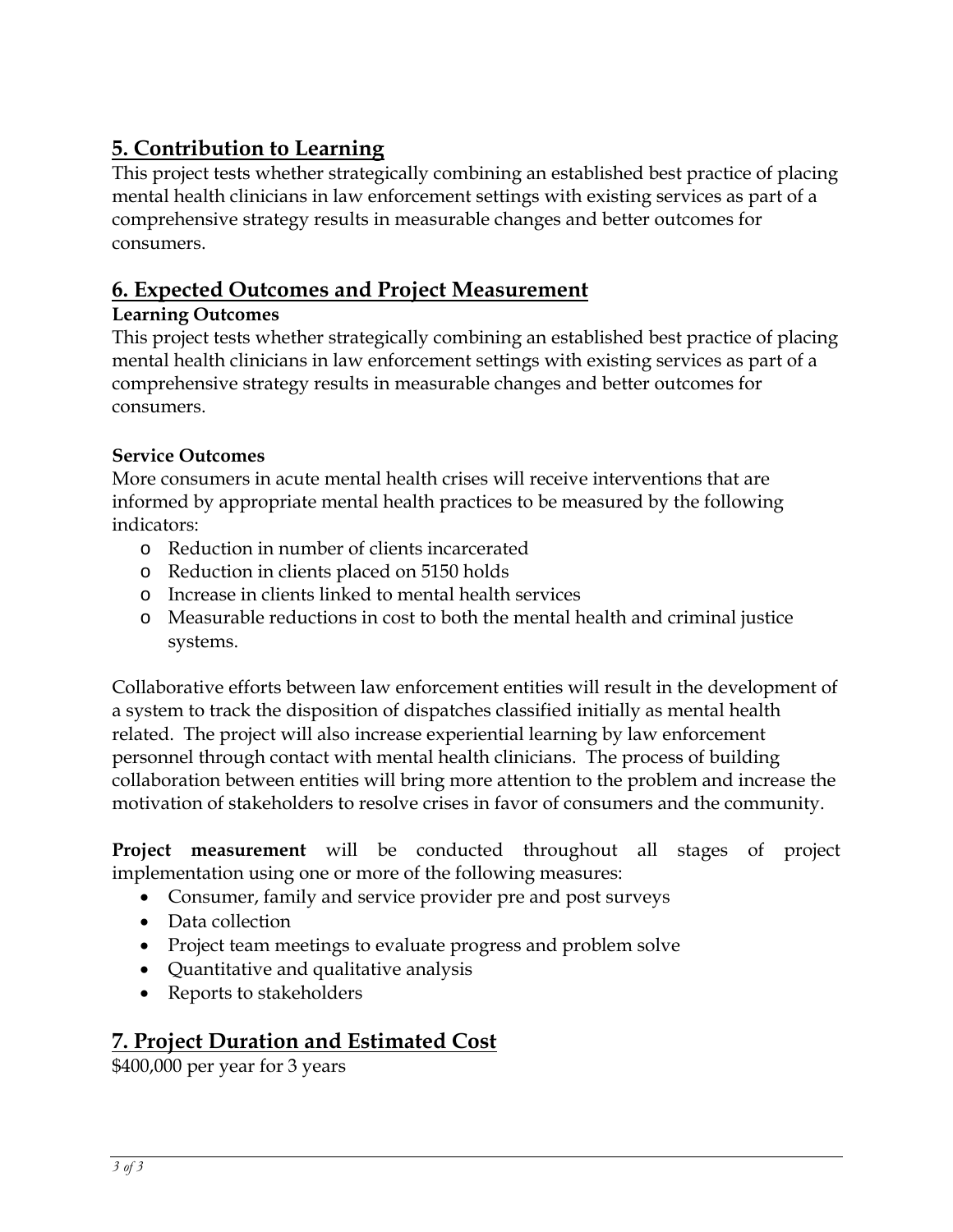## 5. Contribution to Learning

This project tests whether strategically combining an established best practice of placing mental health clinicians in law enforcement settings with existing services as part of a comprehensive strategy results in measurable changes and better outcomes for consumers.

## 6. Expected Outcomes and Project Measurement

**Learning Outcomes**

This project tests whether strategically combining an established best practice of placing mental health clinicians in law enforcement settings with existing services as part of a comprehensive strategy results in measurable changes and better outcomes for consumers.

**Service Outcomes**

More consumers in acute mental health crises will receive interventions that are informed by appropriate mental health practices to be measured by the following indicators:

- Reduction in number of clients incarcerated
- Reduction in clients placed on 5150 holds
- Increase in clients linked to mental health services
- Measurable reductions in cost to both the mental health and criminal justice systems.

Collaborative efforts between law enforcement entities will result in the development of a system to track the disposition of dispatches classified initially as mental health related. The project will also increase experiential learning by law enforcement personnel through contact with mental health clinicians. The process of building collaboration between entities will bring more attention to the problem and increase the motivation of stakeholders to resolve crises in favor of consumers and the community.

**Project measurement** will be conducted throughout all stages of project implementation using one or more of the following measures:

- Consumer, family and service provider pre and post surveys
- Data collection
- Project team meetings to evaluate progress and problem solve
- Quantitative and qualitative analysis
- Reports to stakeholders

## 7. Project Duration and Estimated Cost

$400,000 per year for 3 years